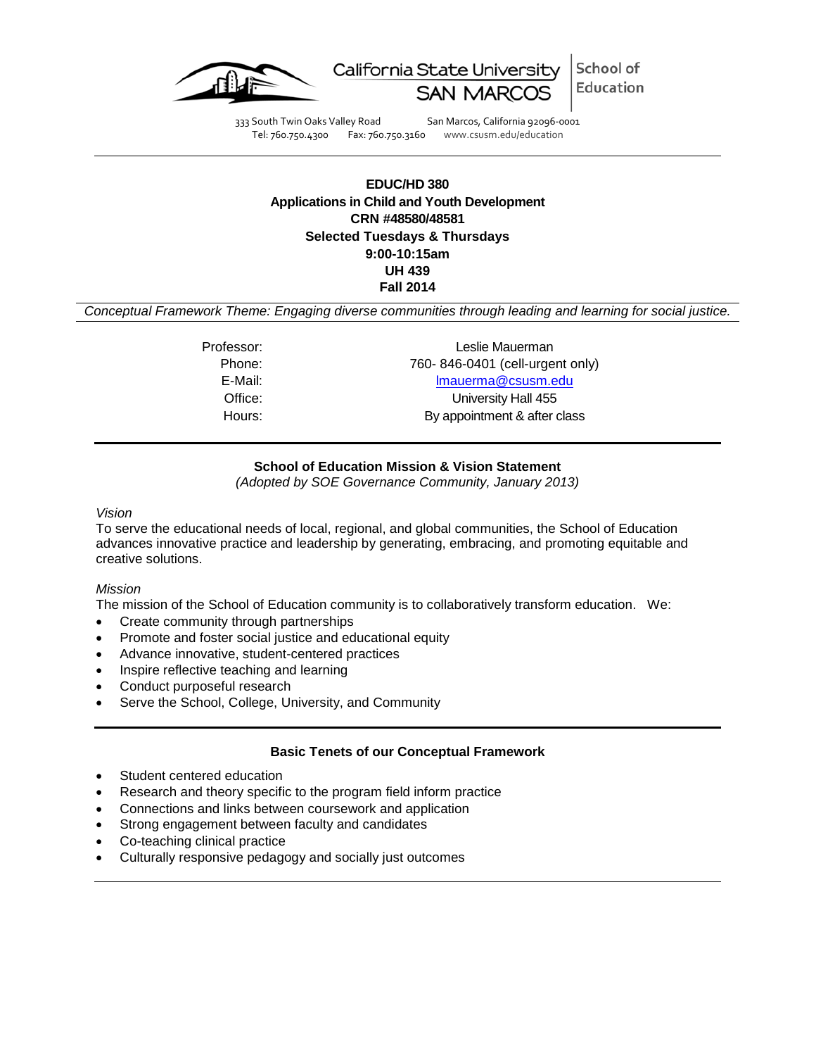California State University SAN MARCOS | School of Education

333 South Twin Oaks Valley Road San Marcos, California 92096-0001
Tel: 760.750.4300 Fax: 760.750.3160 www.csusm.edu/education

---

**EDUC/HD 380**
**Applications in Child and Youth Development**
**CRN #48580/48581**
**Selected Tuesdays & Thursdays**
**9:00-10:15am**
**UH 439**
**Fall 2014**

*Conceptual Framework Theme: Engaging diverse communities through leading and learning for social justice.*

| | |
|---|---|
| Professor: | Leslie Mauerman |
| Phone: | 760- 846-0401 (cell-urgent only) |
| E-Mail: | lmauerma@csusm.edu |
| Office: | University Hall 455 |
| Hours: | By appointment & after class |

---

**School of Education Mission & Vision Statement**
*(Adopted by SOE Governance Community, January 2013)*

*Vision*
To serve the educational needs of local, regional, and global communities, the School of Education advances innovative practice and leadership by generating, embracing, and promoting equitable and creative solutions.

*Mission*
The mission of the School of Education community is to collaboratively transform education. We:

- Create community through partnerships
- Promote and foster social justice and educational equity
- Advance innovative, student-centered practices
- Inspire reflective teaching and learning
- Conduct purposeful research
- Serve the School, College, University, and Community

---

**Basic Tenets of our Conceptual Framework**

- Student centered education
- Research and theory specific to the program field inform practice
- Connections and links between coursework and application
- Strong engagement between faculty and candidates
- Co-teaching clinical practice
- Culturally responsive pedagogy and socially just outcomes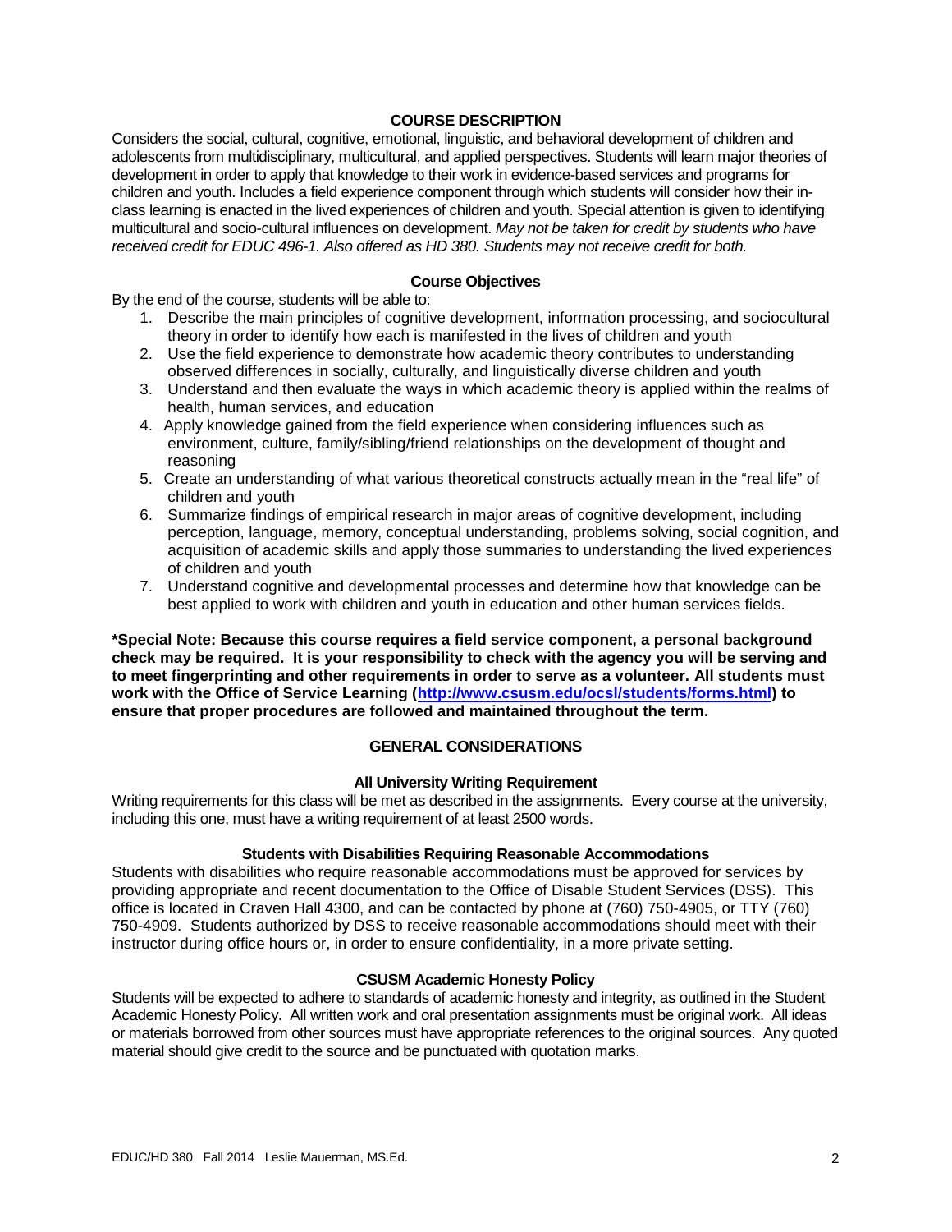## COURSE DESCRIPTION

Considers the social, cultural, cognitive, emotional, linguistic, and behavioral development of children and adolescents from multidisciplinary, multicultural, and applied perspectives. Students will learn major theories of development in order to apply that knowledge to their work in evidence-based services and programs for children and youth. Includes a field experience component through which students will consider how their in-class learning is enacted in the lived experiences of children and youth. Special attention is given to identifying multicultural and socio-cultural influences on development. *May not be taken for credit by students who have received credit for EDUC 496-1. Also offered as HD 380. Students may not receive credit for both.*

### Course Objectives

By the end of the course, students will be able to:

1. Describe the main principles of cognitive development, information processing, and sociocultural theory in order to identify how each is manifested in the lives of children and youth
2. Use the field experience to demonstrate how academic theory contributes to understanding observed differences in socially, culturally, and linguistically diverse children and youth
3. Understand and then evaluate the ways in which academic theory is applied within the realms of health, human services, and education
4. Apply knowledge gained from the field experience when considering influences such as environment, culture, family/sibling/friend relationships on the development of thought and reasoning
5. Create an understanding of what various theoretical constructs actually mean in the "real life" of children and youth
6. Summarize findings of empirical research in major areas of cognitive development, including perception, language, memory, conceptual understanding, problems solving, social cognition, and acquisition of academic skills and apply those summaries to understanding the lived experiences of children and youth
7. Understand cognitive and developmental processes and determine how that knowledge can be best applied to work with children and youth in education and other human services fields.

**\*Special Note: Because this course requires a field service component, a personal background check may be required. It is your responsibility to check with the agency you will be serving and to meet fingerprinting and other requirements in order to serve as a volunteer. All students must work with the Office of Service Learning (http://www.csusm.edu/ocsl/students/forms.html) to ensure that proper procedures are followed and maintained throughout the term.**

## GENERAL CONSIDERATIONS

### All University Writing Requirement

Writing requirements for this class will be met as described in the assignments. Every course at the university, including this one, must have a writing requirement of at least 2500 words.

### Students with Disabilities Requiring Reasonable Accommodations

Students with disabilities who require reasonable accommodations must be approved for services by providing appropriate and recent documentation to the Office of Disable Student Services (DSS). This office is located in Craven Hall 4300, and can be contacted by phone at (760) 750-4905, or TTY (760) 750-4909. Students authorized by DSS to receive reasonable accommodations should meet with their instructor during office hours or, in order to ensure confidentiality, in a more private setting.

### CSUSM Academic Honesty Policy

Students will be expected to adhere to standards of academic honesty and integrity, as outlined in the Student Academic Honesty Policy. All written work and oral presentation assignments must be original work. All ideas or materials borrowed from other sources must have appropriate references to the original sources. Any quoted material should give credit to the source and be punctuated with quotation marks.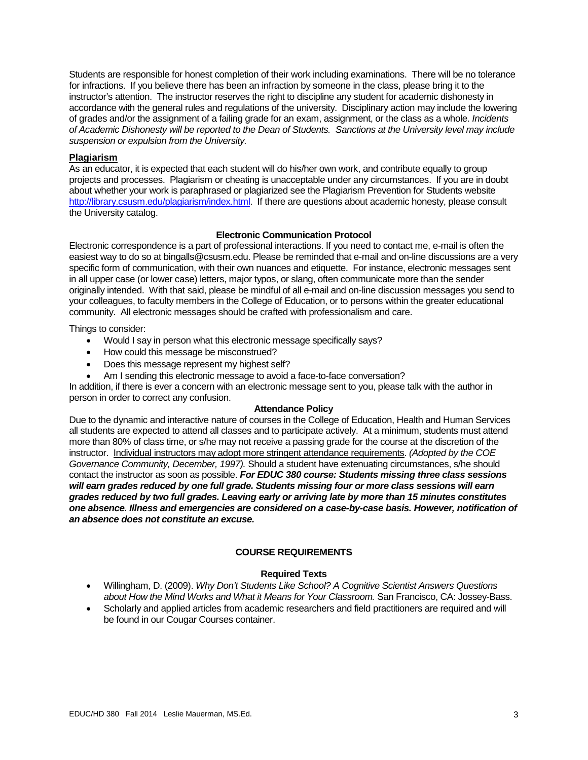Students are responsible for honest completion of their work including examinations. There will be no tolerance for infractions. If you believe there has been an infraction by someone in the class, please bring it to the instructor's attention. The instructor reserves the right to discipline any student for academic dishonesty in accordance with the general rules and regulations of the university. Disciplinary action may include the lowering of grades and/or the assignment of a failing grade for an exam, assignment, or the class as a whole. *Incidents of Academic Dishonesty will be reported to the Dean of Students. Sanctions at the University level may include suspension or expulsion from the University.*

### Plagiarism

As an educator, it is expected that each student will do his/her own work, and contribute equally to group projects and processes. Plagiarism or cheating is unacceptable under any circumstances. If you are in doubt about whether your work is paraphrased or plagiarized see the Plagiarism Prevention for Students website [http://library.csusm.edu/plagiarism/index.html](http://library.csusm.edu/plagiarism/index.html). If there are questions about academic honesty, please consult the University catalog.

### Electronic Communication Protocol

Electronic correspondence is a part of professional interactions. If you need to contact me, e-mail is often the easiest way to do so at bingalls@csusm.edu. Please be reminded that e-mail and on-line discussions are a very specific form of communication, with their own nuances and etiquette. For instance, electronic messages sent in all upper case (or lower case) letters, major typos, or slang, often communicate more than the sender originally intended. With that said, please be mindful of all e-mail and on-line discussion messages you send to your colleagues, to faculty members in the College of Education, or to persons within the greater educational community. All electronic messages should be crafted with professionalism and care.

Things to consider:

- Would I say in person what this electronic message specifically says?
- How could this message be misconstrued?
- Does this message represent my highest self?
- Am I sending this electronic message to avoid a face-to-face conversation?

In addition, if there is ever a concern with an electronic message sent to you, please talk with the author in person in order to correct any confusion.

### Attendance Policy

Due to the dynamic and interactive nature of courses in the College of Education, Health and Human Services all students are expected to attend all classes and to participate actively. At a minimum, students must attend more than 80% of class time, or s/he may not receive a passing grade for the course at the discretion of the instructor. Individual instructors may adopt more stringent attendance requirements. *(Adopted by the COE Governance Community, December, 1997).* Should a student have extenuating circumstances, s/he should contact the instructor as soon as possible. ***For EDUC 380 course: Students missing three class sessions will earn grades reduced by one full grade. Students missing four or more class sessions will earn grades reduced by two full grades. Leaving early or arriving late by more than 15 minutes constitutes one absence. Illness and emergencies are considered on a case-by-case basis. However, notification of an absence does not constitute an excuse.***

## COURSE REQUIREMENTS

### Required Texts

- Willingham, D. (2009). *Why Don't Students Like School? A Cognitive Scientist Answers Questions about How the Mind Works and What it Means for Your Classroom.* San Francisco, CA: Jossey-Bass.
- Scholarly and applied articles from academic researchers and field practitioners are required and will be found in our Cougar Courses container.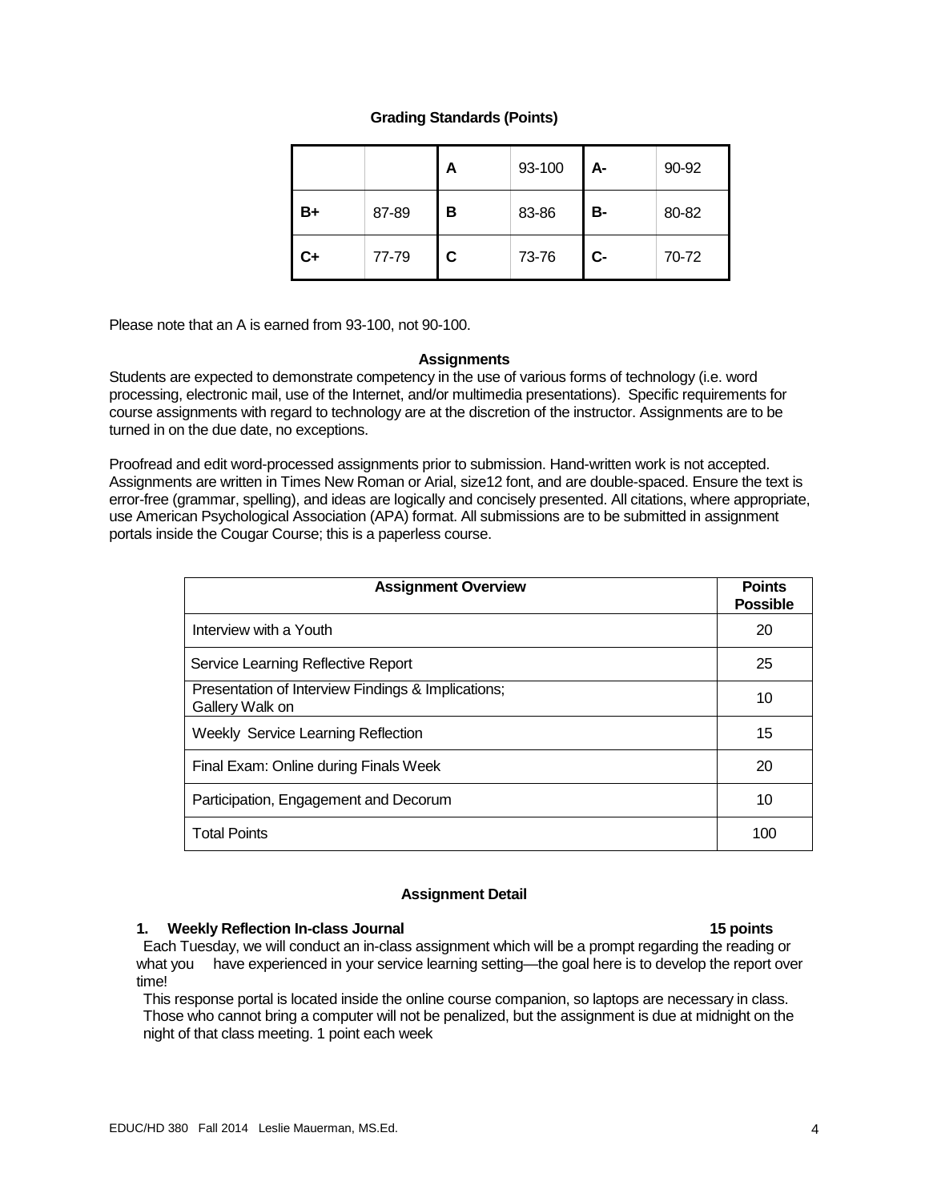**Grading Standards (Points)**

| | | | | | |
|---|---|---|---|---|---|
| | | **A** | 93-100 | **A-** | 90-92 |
| **B+** | 87-89 | **B** | 83-86 | **B-** | 80-82 |
| **C+** | 77-79 | **C** | 73-76 | **C-** | 70-72 |

Please note that an A is earned from 93-100, not 90-100.

**Assignments**

Students are expected to demonstrate competency in the use of various forms of technology (i.e. word processing, electronic mail, use of the Internet, and/or multimedia presentations). Specific requirements for course assignments with regard to technology are at the discretion of the instructor. Assignments are to be turned in on the due date, no exceptions.

Proofread and edit word-processed assignments prior to submission. Hand-written work is not accepted. Assignments are written in Times New Roman or Arial, size12 font, and are double-spaced. Ensure the text is error-free (grammar, spelling), and ideas are logically and concisely presented. All citations, where appropriate, use American Psychological Association (APA) format. All submissions are to be submitted in assignment portals inside the Cougar Course; this is a paperless course.

| Assignment Overview | Points Possible |
|---|---|
| Interview with a Youth | 20 |
| Service Learning Reflective Report | 25 |
| Presentation of Interview Findings & Implications; Gallery Walk on | 10 |
| Weekly Service Learning Reflection | 15 |
| Final Exam: Online during Finals Week | 20 |
| Participation, Engagement and Decorum | 10 |
| Total Points | 100 |

**Assignment Detail**

**1. Weekly Reflection In-class Journal** **15 points**

Each Tuesday, we will conduct an in-class assignment which will be a prompt regarding the reading or what you have experienced in your service learning setting—the goal here is to develop the report over time!

This response portal is located inside the online course companion, so laptops are necessary in class. Those who cannot bring a computer will not be penalized, but the assignment is due at midnight on the night of that class meeting. 1 point each week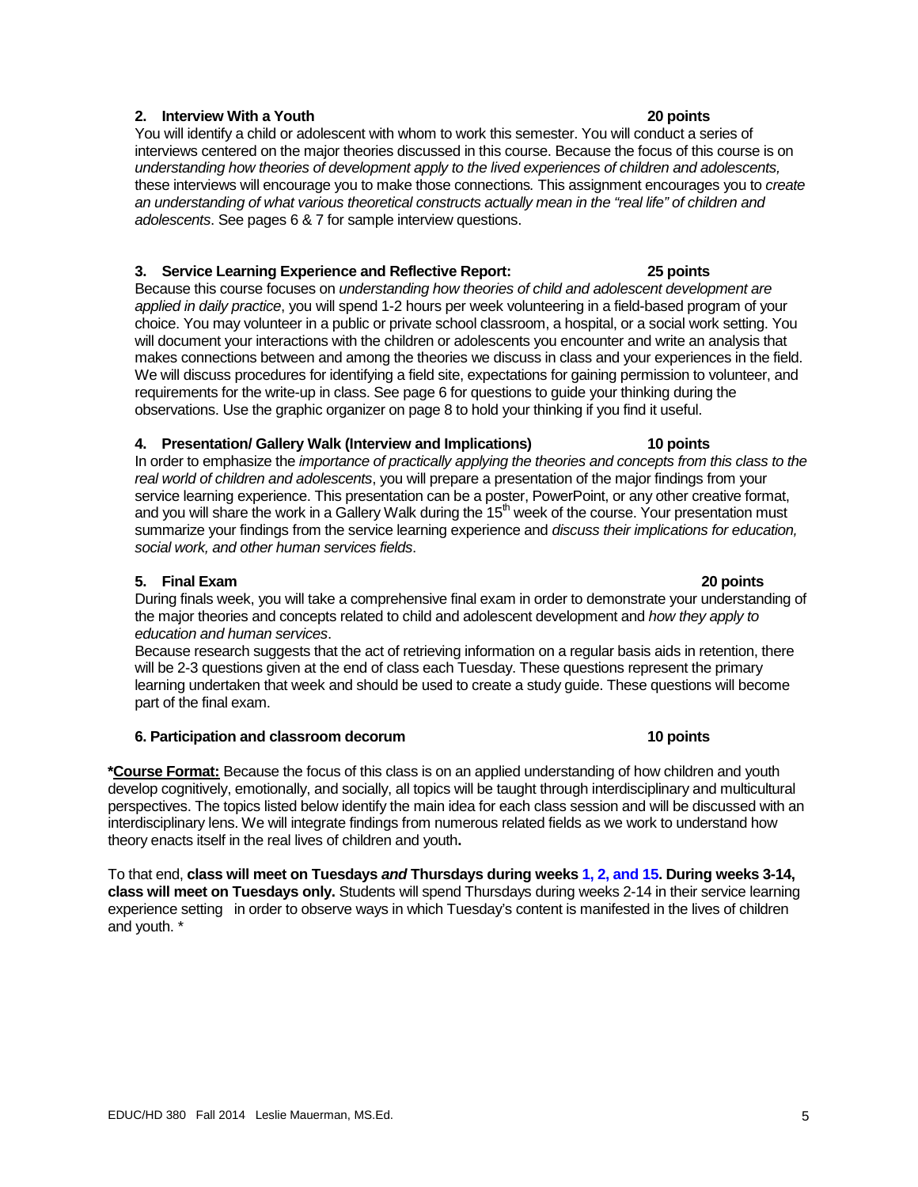### 2. Interview With a Youth — 20 points

You will identify a child or adolescent with whom to work this semester. You will conduct a series of interviews centered on the major theories discussed in this course. Because the focus of this course is on *understanding how theories of development apply to the lived experiences of children and adolescents,* these interviews will encourage you to make those connections. This assignment encourages you to *create an understanding of what various theoretical constructs actually mean in the "real life" of children and adolescents*. See pages 6 & 7 for sample interview questions.

### 3. Service Learning Experience and Reflective Report: — 25 points

Because this course focuses on *understanding how theories of child and adolescent development are applied in daily practice*, you will spend 1-2 hours per week volunteering in a field-based program of your choice. You may volunteer in a public or private school classroom, a hospital, or a social work setting. You will document your interactions with the children or adolescents you encounter and write an analysis that makes connections between and among the theories we discuss in class and your experiences in the field. We will discuss procedures for identifying a field site, expectations for gaining permission to volunteer, and requirements for the write-up in class. See page 6 for questions to guide your thinking during the observations. Use the graphic organizer on page 8 to hold your thinking if you find it useful.

### 4. Presentation/ Gallery Walk (Interview and Implications) — 10 points

In order to emphasize the *importance of practically applying the theories and concepts from this class to the real world of children and adolescents*, you will prepare a presentation of the major findings from your service learning experience. This presentation can be a poster, PowerPoint, or any other creative format, and you will share the work in a Gallery Walk during the 15th week of the course. Your presentation must summarize your findings from the service learning experience and *discuss their implications for education, social work, and other human services fields*.

### 5. Final Exam — 20 points

During finals week, you will take a comprehensive final exam in order to demonstrate your understanding of the major theories and concepts related to child and adolescent development and *how they apply to education and human services*.

Because research suggests that the act of retrieving information on a regular basis aids in retention, there will be 2-3 questions given at the end of class each Tuesday. These questions represent the primary learning undertaken that week and should be used to create a study guide. These questions will become part of the final exam.

### 6. Participation and classroom decorum — 10 points

***Course Format:** Because the focus of this class is on an applied understanding of how children and youth develop cognitively, emotionally, and socially, all topics will be taught through interdisciplinary and multicultural perspectives. The topics listed below identify the main idea for each class session and will be discussed with an interdisciplinary lens. We will integrate findings from numerous related fields as we work to understand how theory enacts itself in the real lives of children and youth**.**

To that end, **class will meet on Tuesdays *and* Thursdays during weeks 1, 2, and 15. During weeks 3-14, class will meet on Tuesdays only.** Students will spend Thursdays during weeks 2-14 in their service learning experience setting in order to observe ways in which Tuesday's content is manifested in the lives of children and youth. *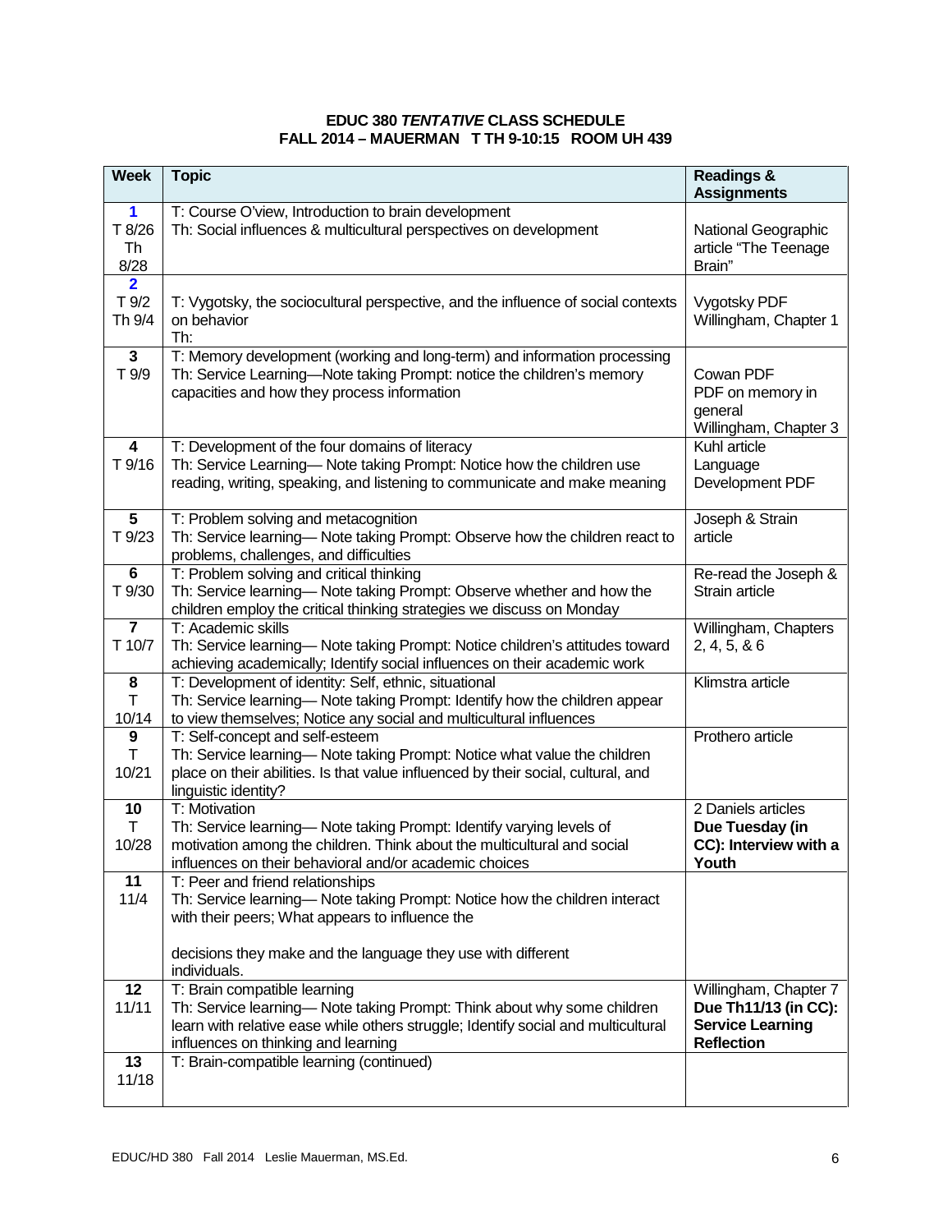**EDUC 380 *TENTATIVE* CLASS SCHEDULE**
**FALL 2014 – MAUERMAN T TH 9-10:15 ROOM UH 439**

| Week | Topic | Readings & Assignments |
|---|---|---|
| **1** T 8/26 Th 8/28 | T: Course O'view, Introduction to brain development<br>Th: Social influences & multicultural perspectives on development | National Geographic article "The Teenage Brain" |
| **2** T 9/2 Th 9/4 | T: Vygotsky, the sociocultural perspective, and the influence of social contexts on behavior<br>Th: | Vygotsky PDF<br>Willingham, Chapter 1 |
| **3** T 9/9 | T: Memory development (working and long-term) and information processing<br>Th: Service Learning—Note taking Prompt: notice the children's memory capacities and how they process information | Cowan PDF<br>PDF on memory in general<br>Willingham, Chapter 3 |
| **4** T 9/16 | T: Development of the four domains of literacy<br>Th: Service Learning— Note taking Prompt: Notice how the children use reading, writing, speaking, and listening to communicate and make meaning | Kuhl article<br>Language Development PDF |
| **5** T 9/23 | T: Problem solving and metacognition<br>Th: Service learning— Note taking Prompt: Observe how the children react to problems, challenges, and difficulties | Joseph & Strain article |
| **6** T 9/30 | T: Problem solving and critical thinking<br>Th: Service learning— Note taking Prompt: Observe whether and how the children employ the critical thinking strategies we discuss on Monday | Re-read the Joseph & Strain article |
| **7** T 10/7 | T: Academic skills<br>Th: Service learning— Note taking Prompt: Notice children's attitudes toward achieving academically; Identify social influences on their academic work | Willingham, Chapters 2, 4, 5, & 6 |
| **8** T 10/14 | T: Development of identity: Self, ethnic, situational<br>Th: Service learning— Note taking Prompt: Identify how the children appear to view themselves; Notice any social and multicultural influences | Klimstra article |
| **9** T 10/21 | T: Self-concept and self-esteem<br>Th: Service learning— Note taking Prompt: Notice what value the children place on their abilities. Is that value influenced by their social, cultural, and linguistic identity? | Prothero article |
| **10** T 10/28 | T: Motivation<br>Th: Service learning— Note taking Prompt: Identify varying levels of motivation among the children. Think about the multicultural and social influences on their behavioral and/or academic choices | 2 Daniels articles<br>**Due Tuesday (in CC): Interview with a Youth** |
| **11** 11/4 | T: Peer and friend relationships<br>Th: Service learning— Note taking Prompt: Notice how the children interact with their peers; What appears to influence the<br><br>decisions they make and the language they use with different individuals. | |
| **12** 11/11 | T: Brain compatible learning<br>Th: Service learning— Note taking Prompt: Think about why some children learn with relative ease while others struggle; Identify social and multicultural influences on thinking and learning | Willingham, Chapter 7<br>**Due Th11/13 (in CC): Service Learning Reflection** |
| **13** 11/18 | T: Brain-compatible learning (continued) | |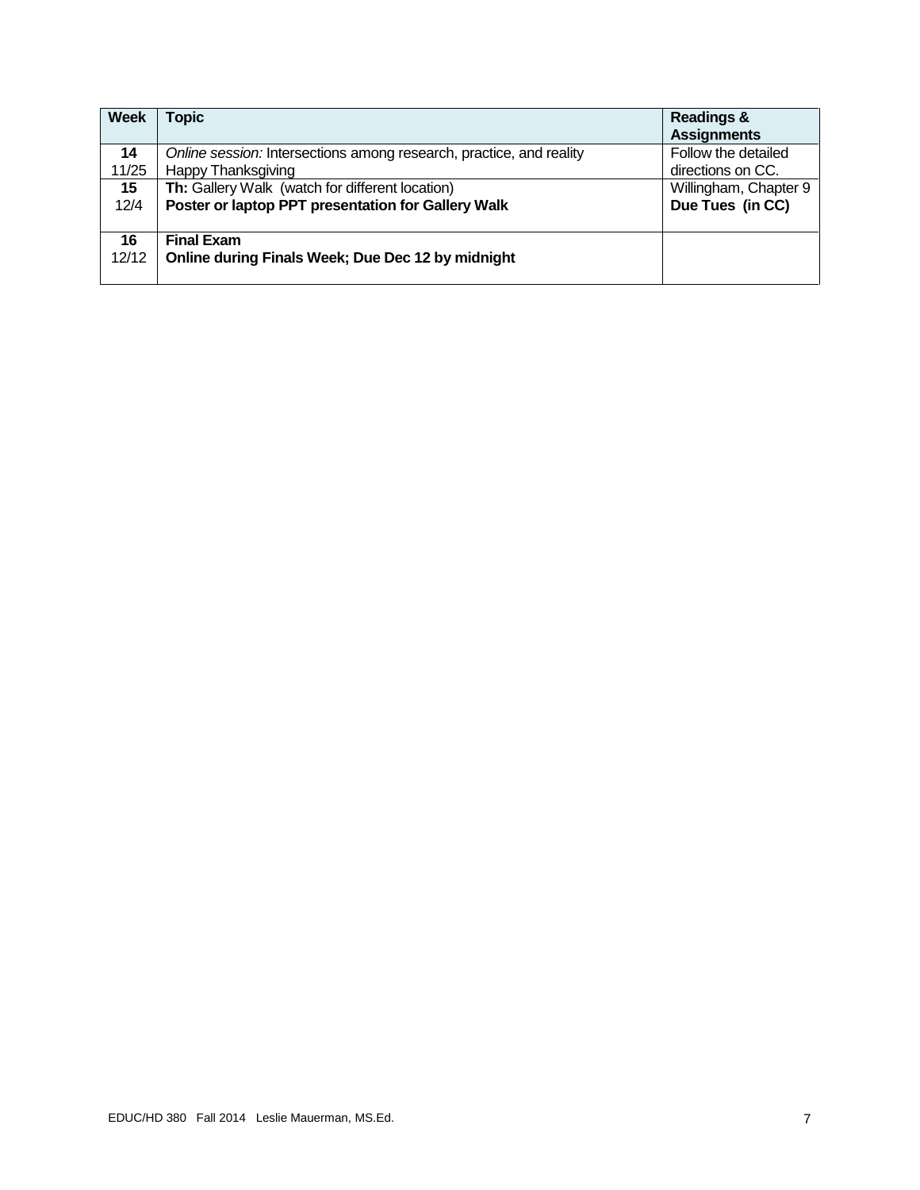| Week | Topic | Readings & Assignments |
|---|---|---|
| **14** 11/25 | *Online session:* Intersections among research, practice, and reality<br>Happy Thanksgiving | Follow the detailed directions on CC. |
| **15** 12/4 | **Th:** Gallery Walk (watch for different location)<br>**Poster or laptop PPT presentation for Gallery Walk** | Willingham, Chapter 9<br>**Due Tues (in CC)** |
| **16** 12/12 | **Final Exam**<br>**Online during Finals Week; Due Dec 12 by midnight** | |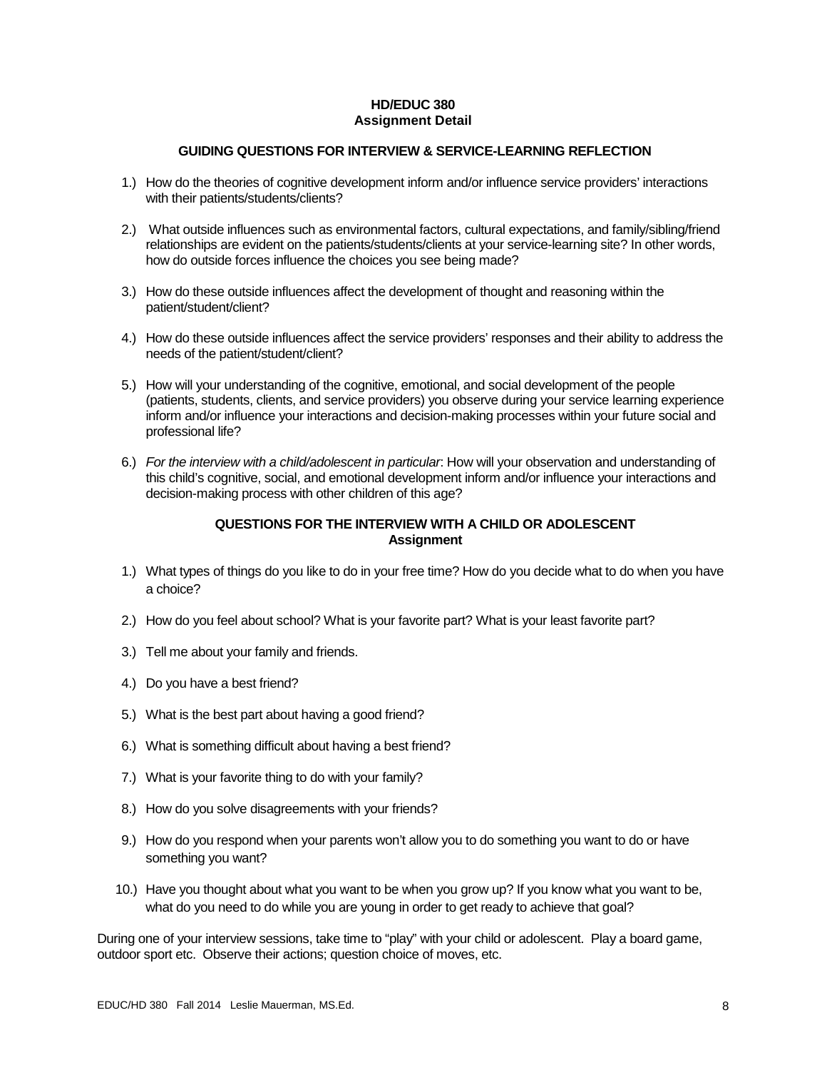**HD/EDUC 380**
**Assignment Detail**

**GUIDING QUESTIONS FOR INTERVIEW & SERVICE-LEARNING REFLECTION**

1.) How do the theories of cognitive development inform and/or influence service providers' interactions with their patients/students/clients?

2.) What outside influences such as environmental factors, cultural expectations, and family/sibling/friend relationships are evident on the patients/students/clients at your service-learning site? In other words, how do outside forces influence the choices you see being made?

3.) How do these outside influences affect the development of thought and reasoning within the patient/student/client?

4.) How do these outside influences affect the service providers' responses and their ability to address the needs of the patient/student/client?

5.) How will your understanding of the cognitive, emotional, and social development of the people (patients, students, clients, and service providers) you observe during your service learning experience inform and/or influence your interactions and decision-making processes within your future social and professional life?

6.) *For the interview with a child/adolescent in particular*: How will your observation and understanding of this child's cognitive, social, and emotional development inform and/or influence your interactions and decision-making process with other children of this age?

**QUESTIONS FOR THE INTERVIEW WITH A CHILD OR ADOLESCENT**
**Assignment**

1.) What types of things do you like to do in your free time? How do you decide what to do when you have a choice?

2.) How do you feel about school? What is your favorite part? What is your least favorite part?

3.) Tell me about your family and friends.

4.) Do you have a best friend?

5.) What is the best part about having a good friend?

6.) What is something difficult about having a best friend?

7.) What is your favorite thing to do with your family?

8.) How do you solve disagreements with your friends?

9.) How do you respond when your parents won't allow you to do something you want to do or have something you want?

10.) Have you thought about what you want to be when you grow up? If you know what you want to be, what do you need to do while you are young in order to get ready to achieve that goal?

During one of your interview sessions, take time to "play" with your child or adolescent. Play a board game, outdoor sport etc. Observe their actions; question choice of moves, etc.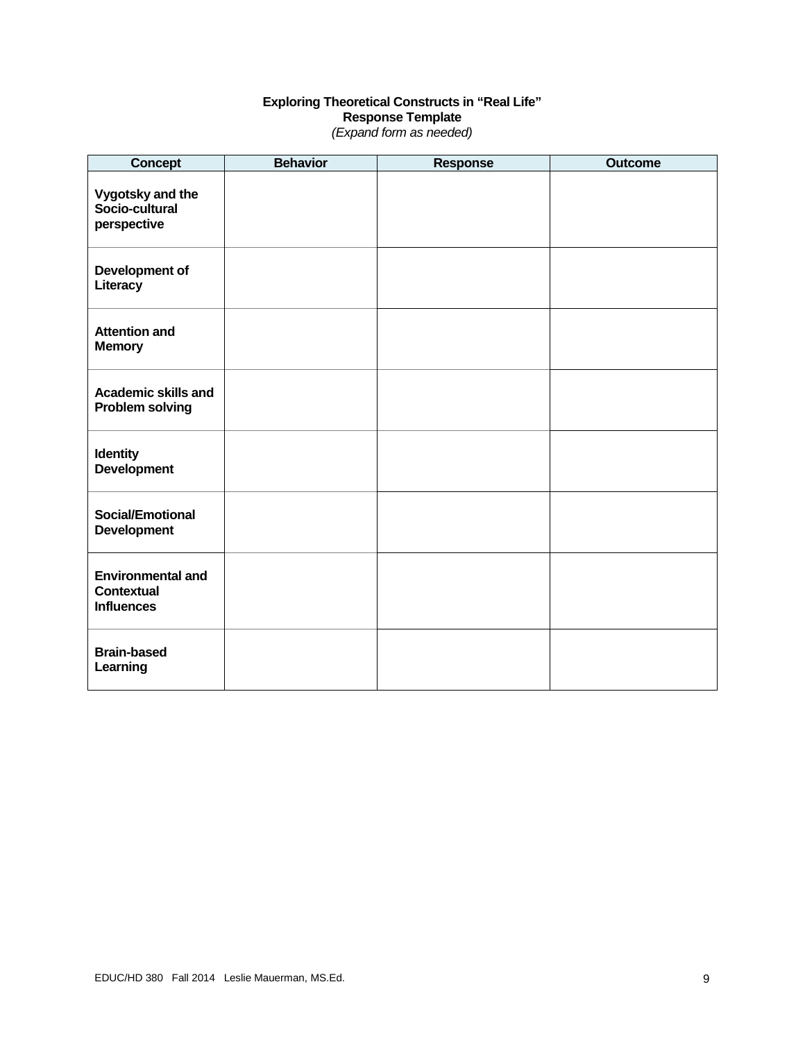**Exploring Theoretical Constructs in "Real Life"**
**Response Template**
*(Expand form as needed)*

| Concept | Behavior | Response | Outcome |
|---|---|---|---|
| **Vygotsky and the Socio-cultural perspective** | | | |
| **Development of Literacy** | | | |
| **Attention and Memory** | | | |
| **Academic skills and Problem solving** | | | |
| **Identity Development** | | | |
| **Social/Emotional Development** | | | |
| **Environmental and Contextual Influences** | | | |
| **Brain-based Learning** | | | |